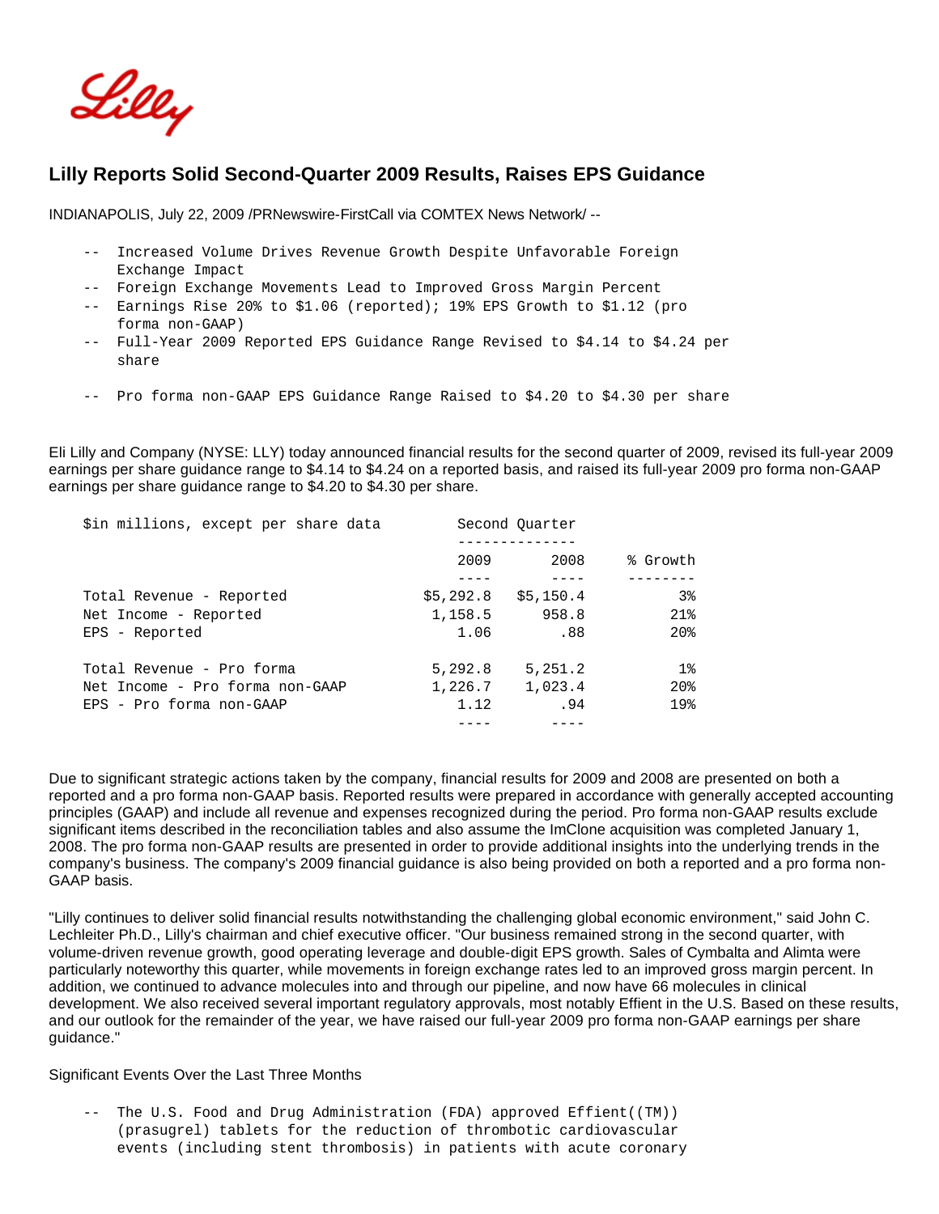# Lilly Reports Solid Second-Quarter 2009 Results, Raises EPS Guidance

INDIANAPOLIS, July 22, 2009 /PRNewswire-FirstCall via COMTEX News Network/ --

- -- Increased Volume Drives Revenue Growth Despite Unfavorable Foreign Exchange Impact
- -- Foreign Exchange Movements Lead to Improved Gross Margin Percent
- -- Earnings Rise 20% to $1.06 (reported); 19% EPS Growth to $1.12 (pro forma non-GAAP)
- -- Full-Year 2009 Reported EPS Guidance Range Revised to $4.14 to $4.24 per share
- -- Pro forma non-GAAP EPS Guidance Range Raised to $4.20 to $4.30 per share

Eli Lilly and Company (NYSE: LLY) today announced financial results for the second quarter of 2009, revised its full-year 2009 earnings per share guidance range to $4.14 to $4.24 on a reported basis, and raised its full-year 2009 pro forma non-GAAP earnings per share guidance range to $4.20 to $4.30 per share.

| $in millions, except per share data | Second Quarter | | |
|---|---|---|---|
| | 2009 | 2008 | % Growth |
| Total Revenue - Reported | $5,292.8 | $5,150.4 | 3% |
| Net Income - Reported | 1,158.5 | 958.8 | 21% |
| EPS - Reported | 1.06 | .88 | 20% |
| Total Revenue - Pro forma | 5,292.8 | 5,251.2 | 1% |
| Net Income - Pro forma non-GAAP | 1,226.7 | 1,023.4 | 20% |
| EPS - Pro forma non-GAAP | 1.12 | .94 | 19% |

Due to significant strategic actions taken by the company, financial results for 2009 and 2008 are presented on both a reported and a pro forma non-GAAP basis. Reported results were prepared in accordance with generally accepted accounting principles (GAAP) and include all revenue and expenses recognized during the period. Pro forma non-GAAP results exclude significant items described in the reconciliation tables and also assume the ImClone acquisition was completed January 1, 2008. The pro forma non-GAAP results are presented in order to provide additional insights into the underlying trends in the company's business. The company's 2009 financial guidance is also being provided on both a reported and a pro forma non-GAAP basis.

"Lilly continues to deliver solid financial results notwithstanding the challenging global economic environment," said John C. Lechleiter Ph.D., Lilly's chairman and chief executive officer. "Our business remained strong in the second quarter, with volume-driven revenue growth, good operating leverage and double-digit EPS growth. Sales of Cymbalta and Alimta were particularly noteworthy this quarter, while movements in foreign exchange rates led to an improved gross margin percent. In addition, we continued to advance molecules into and through our pipeline, and now have 66 molecules in clinical development. We also received several important regulatory approvals, most notably Effient in the U.S. Based on these results, and our outlook for the remainder of the year, we have raised our full-year 2009 pro forma non-GAAP earnings per share guidance."

Significant Events Over the Last Three Months

- -- The U.S. Food and Drug Administration (FDA) approved Effient((TM)) (prasugrel) tablets for the reduction of thrombotic cardiovascular events (including stent thrombosis) in patients with acute coronary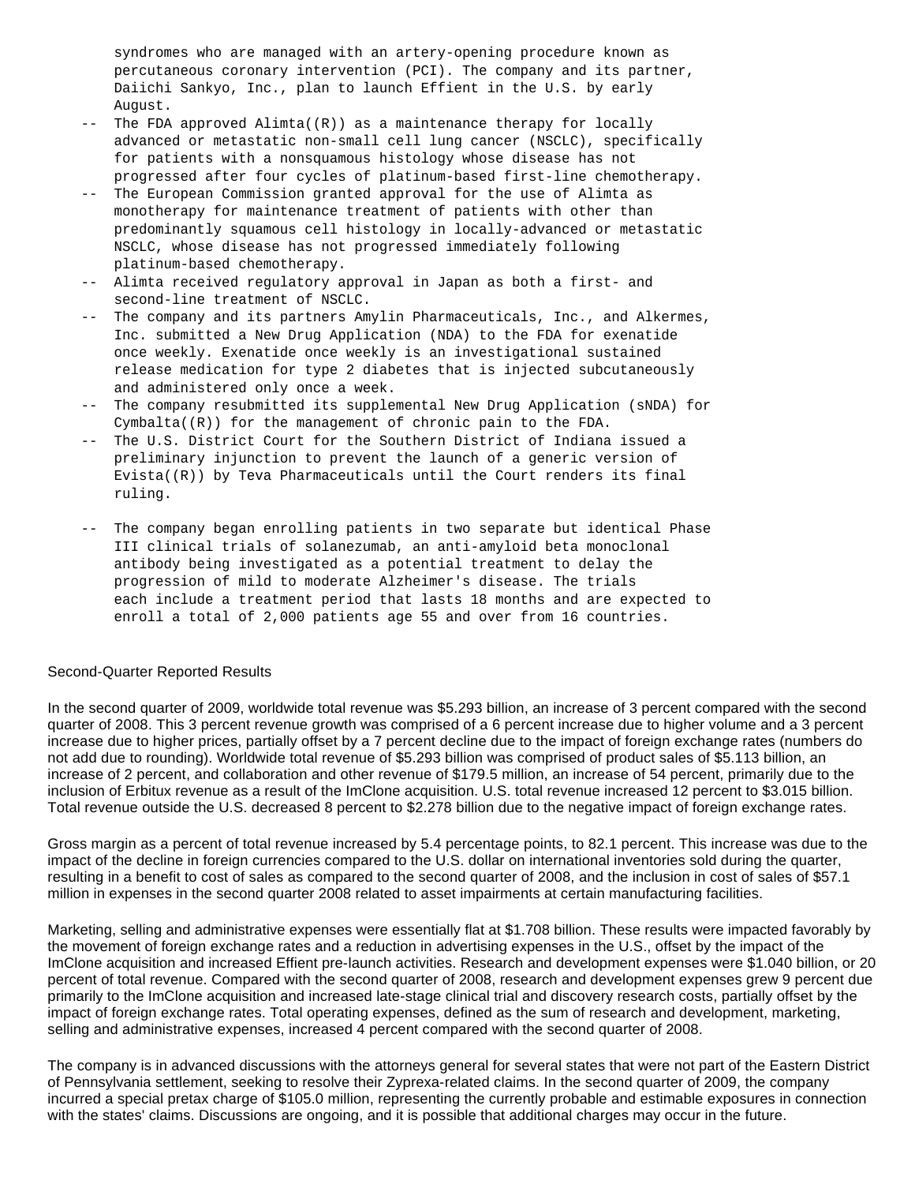syndromes who are managed with an artery-opening procedure known as percutaneous coronary intervention (PCI). The company and its partner, Daiichi Sankyo, Inc., plan to launch Effient in the U.S. by early August.

- The FDA approved Alimta((R)) as a maintenance therapy for locally advanced or metastatic non-small cell lung cancer (NSCLC), specifically for patients with a nonsquamous histology whose disease has not progressed after four cycles of platinum-based first-line chemotherapy.
- The European Commission granted approval for the use of Alimta as monotherapy for maintenance treatment of patients with other than predominantly squamous cell histology in locally-advanced or metastatic NSCLC, whose disease has not progressed immediately following platinum-based chemotherapy.
- Alimta received regulatory approval in Japan as both a first- and second-line treatment of NSCLC.
- The company and its partners Amylin Pharmaceuticals, Inc., and Alkermes, Inc. submitted a New Drug Application (NDA) to the FDA for exenatide once weekly. Exenatide once weekly is an investigational sustained release medication for type 2 diabetes that is injected subcutaneously and administered only once a week.
- The company resubmitted its supplemental New Drug Application (sNDA) for Cymbalta((R)) for the management of chronic pain to the FDA.
- The U.S. District Court for the Southern District of Indiana issued a preliminary injunction to prevent the launch of a generic version of Evista((R)) by Teva Pharmaceuticals until the Court renders its final ruling.
- The company began enrolling patients in two separate but identical Phase III clinical trials of solanezumab, an anti-amyloid beta monoclonal antibody being investigated as a potential treatment to delay the progression of mild to moderate Alzheimer's disease. The trials each include a treatment period that lasts 18 months and are expected to enroll a total of 2,000 patients age 55 and over from 16 countries.

## Second-Quarter Reported Results

In the second quarter of 2009, worldwide total revenue was $5.293 billion, an increase of 3 percent compared with the second quarter of 2008. This 3 percent revenue growth was comprised of a 6 percent increase due to higher volume and a 3 percent increase due to higher prices, partially offset by a 7 percent decline due to the impact of foreign exchange rates (numbers do not add due to rounding). Worldwide total revenue of $5.293 billion was comprised of product sales of $5.113 billion, an increase of 2 percent, and collaboration and other revenue of $179.5 million, an increase of 54 percent, primarily due to the inclusion of Erbitux revenue as a result of the ImClone acquisition. U.S. total revenue increased 12 percent to $3.015 billion. Total revenue outside the U.S. decreased 8 percent to $2.278 billion due to the negative impact of foreign exchange rates.

Gross margin as a percent of total revenue increased by 5.4 percentage points, to 82.1 percent. This increase was due to the impact of the decline in foreign currencies compared to the U.S. dollar on international inventories sold during the quarter, resulting in a benefit to cost of sales as compared to the second quarter of 2008, and the inclusion in cost of sales of $57.1 million in expenses in the second quarter 2008 related to asset impairments at certain manufacturing facilities.

Marketing, selling and administrative expenses were essentially flat at $1.708 billion. These results were impacted favorably by the movement of foreign exchange rates and a reduction in advertising expenses in the U.S., offset by the impact of the ImClone acquisition and increased Effient pre-launch activities. Research and development expenses were $1.040 billion, or 20 percent of total revenue. Compared with the second quarter of 2008, research and development expenses grew 9 percent due primarily to the ImClone acquisition and increased late-stage clinical trial and discovery research costs, partially offset by the impact of foreign exchange rates. Total operating expenses, defined as the sum of research and development, marketing, selling and administrative expenses, increased 4 percent compared with the second quarter of 2008.

The company is in advanced discussions with the attorneys general for several states that were not part of the Eastern District of Pennsylvania settlement, seeking to resolve their Zyprexa-related claims. In the second quarter of 2009, the company incurred a special pretax charge of $105.0 million, representing the currently probable and estimable exposures in connection with the states' claims. Discussions are ongoing, and it is possible that additional charges may occur in the future.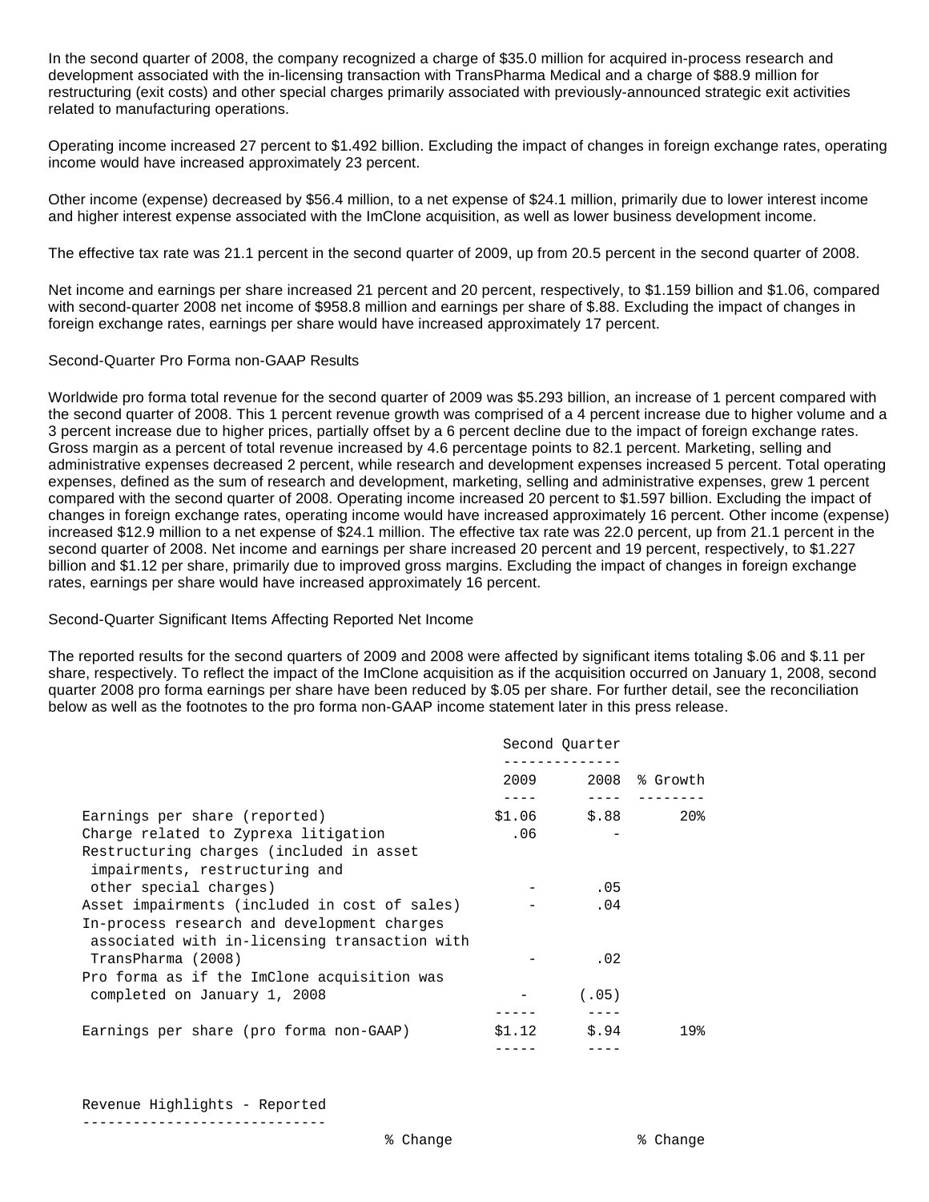In the second quarter of 2008, the company recognized a charge of $35.0 million for acquired in-process research and development associated with the in-licensing transaction with TransPharma Medical and a charge of $88.9 million for restructuring (exit costs) and other special charges primarily associated with previously-announced strategic exit activities related to manufacturing operations.

Operating income increased 27 percent to $1.492 billion. Excluding the impact of changes in foreign exchange rates, operating income would have increased approximately 23 percent.

Other income (expense) decreased by $56.4 million, to a net expense of $24.1 million, primarily due to lower interest income and higher interest expense associated with the ImClone acquisition, as well as lower business development income.

The effective tax rate was 21.1 percent in the second quarter of 2009, up from 20.5 percent in the second quarter of 2008.

Net income and earnings per share increased 21 percent and 20 percent, respectively, to $1.159 billion and $1.06, compared with second-quarter 2008 net income of $958.8 million and earnings per share of $.88. Excluding the impact of changes in foreign exchange rates, earnings per share would have increased approximately 17 percent.

Second-Quarter Pro Forma non-GAAP Results

Worldwide pro forma total revenue for the second quarter of 2009 was $5.293 billion, an increase of 1 percent compared with the second quarter of 2008. This 1 percent revenue growth was comprised of a 4 percent increase due to higher volume and a 3 percent increase due to higher prices, partially offset by a 6 percent decline due to the impact of foreign exchange rates. Gross margin as a percent of total revenue increased by 4.6 percentage points to 82.1 percent. Marketing, selling and administrative expenses decreased 2 percent, while research and development expenses increased 5 percent. Total operating expenses, defined as the sum of research and development, marketing, selling and administrative expenses, grew 1 percent compared with the second quarter of 2008. Operating income increased 20 percent to $1.597 billion. Excluding the impact of changes in foreign exchange rates, operating income would have increased approximately 16 percent. Other income (expense) increased $12.9 million to a net expense of $24.1 million. The effective tax rate was 22.0 percent, up from 21.1 percent in the second quarter of 2008. Net income and earnings per share increased 20 percent and 19 percent, respectively, to $1.227 billion and $1.12 per share, primarily due to improved gross margins. Excluding the impact of changes in foreign exchange rates, earnings per share would have increased approximately 16 percent.

Second-Quarter Significant Items Affecting Reported Net Income

The reported results for the second quarters of 2009 and 2008 were affected by significant items totaling $.06 and $.11 per share, respectively. To reflect the impact of the ImClone acquisition as if the acquisition occurred on January 1, 2008, second quarter 2008 pro forma earnings per share have been reduced by $.05 per share. For further detail, see the reconciliation below as well as the footnotes to the pro forma non-GAAP income statement later in this press release.

| | Second Quarter | | |
|---|---|---|---|
| | 2009 | 2008 | % Growth |
| Earnings per share (reported) | $1.06 | $.88 | 20% |
| Charge related to Zyprexa litigation | .06 | - | |
| Restructuring charges (included in asset impairments, restructuring and other special charges) | - | .05 | |
| Asset impairments (included in cost of sales) | - | .04 | |
| In-process research and development charges associated with in-licensing transaction with TransPharma (2008) | - | .02 | |
| Pro forma as if the ImClone acquisition was completed on January 1, 2008 | - | (.05) | |
| Earnings per share (pro forma non-GAAP) | $1.12 | $.94 | 19% |

Revenue Highlights - Reported

% Change % Change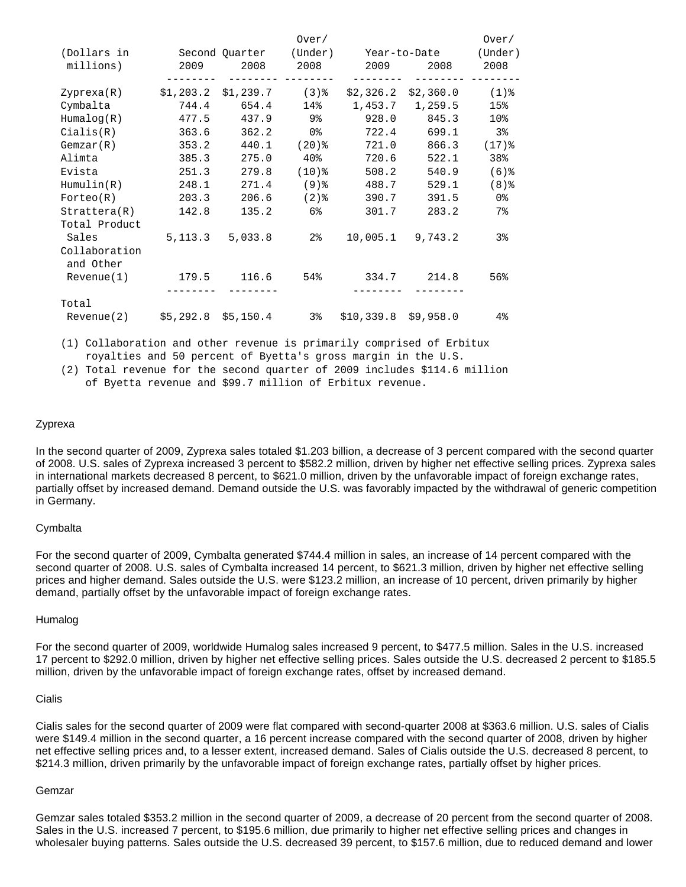| (Dollars in millions) | Second Quarter 2009 | Second Quarter 2008 | Over/ (Under) 2008 | Year-to-Date 2009 | Year-to-Date 2008 | Over/ (Under) 2008 |
|---|---|---|---|---|---|---|
| Zyprexa(R) | $1,203.2 | $1,239.7 | (3)% | $2,326.2 | $2,360.0 | (1)% |
| Cymbalta | 744.4 | 654.4 | 14% | 1,453.7 | 1,259.5 | 15% |
| Humalog(R) | 477.5 | 437.9 | 9% | 928.0 | 845.3 | 10% |
| Cialis(R) | 363.6 | 362.2 | 0% | 722.4 | 699.1 | 3% |
| Gemzar(R) | 353.2 | 440.1 | (20)% | 721.0 | 866.3 | (17)% |
| Alimta | 385.3 | 275.0 | 40% | 720.6 | 522.1 | 38% |
| Evista | 251.3 | 279.8 | (10)% | 508.2 | 540.9 | (6)% |
| Humulin(R) | 248.1 | 271.4 | (9)% | 488.7 | 529.1 | (8)% |
| Forteo(R) | 203.3 | 206.6 | (2)% | 390.7 | 391.5 | 0% |
| Strattera(R) | 142.8 | 135.2 | 6% | 301.7 | 283.2 | 7% |
| Total Product Sales | 5,113.3 | 5,033.8 | 2% | 10,005.1 | 9,743.2 | 3% |
| Collaboration and Other Revenue(1) | 179.5 | 116.6 | 54% | 334.7 | 214.8 | 56% |
| Total Revenue(2) | $5,292.8 | $5,150.4 | 3% | $10,339.8 | $9,958.0 | 4% |

(1) Collaboration and other revenue is primarily comprised of Erbitux royalties and 50 percent of Byetta's gross margin in the U.S.

(2) Total revenue for the second quarter of 2009 includes $114.6 million of Byetta revenue and $99.7 million of Erbitux revenue.

Zyprexa

In the second quarter of 2009, Zyprexa sales totaled $1.203 billion, a decrease of 3 percent compared with the second quarter of 2008. U.S. sales of Zyprexa increased 3 percent to $582.2 million, driven by higher net effective selling prices. Zyprexa sales in international markets decreased 8 percent, to $621.0 million, driven by the unfavorable impact of foreign exchange rates, partially offset by increased demand. Demand outside the U.S. was favorably impacted by the withdrawal of generic competition in Germany.

Cymbalta

For the second quarter of 2009, Cymbalta generated $744.4 million in sales, an increase of 14 percent compared with the second quarter of 2008. U.S. sales of Cymbalta increased 14 percent, to $621.3 million, driven by higher net effective selling prices and higher demand. Sales outside the U.S. were $123.2 million, an increase of 10 percent, driven primarily by higher demand, partially offset by the unfavorable impact of foreign exchange rates.

Humalog

For the second quarter of 2009, worldwide Humalog sales increased 9 percent, to $477.5 million. Sales in the U.S. increased 17 percent to $292.0 million, driven by higher net effective selling prices. Sales outside the U.S. decreased 2 percent to $185.5 million, driven by the unfavorable impact of foreign exchange rates, offset by increased demand.

Cialis

Cialis sales for the second quarter of 2009 were flat compared with second-quarter 2008 at $363.6 million. U.S. sales of Cialis were $149.4 million in the second quarter, a 16 percent increase compared with the second quarter of 2008, driven by higher net effective selling prices and, to a lesser extent, increased demand. Sales of Cialis outside the U.S. decreased 8 percent, to $214.3 million, driven primarily by the unfavorable impact of foreign exchange rates, partially offset by higher prices.

Gemzar

Gemzar sales totaled $353.2 million in the second quarter of 2009, a decrease of 20 percent from the second quarter of 2008. Sales in the U.S. increased 7 percent, to $195.6 million, due primarily to higher net effective selling prices and changes in wholesaler buying patterns. Sales outside the U.S. decreased 39 percent, to $157.6 million, due to reduced demand and lower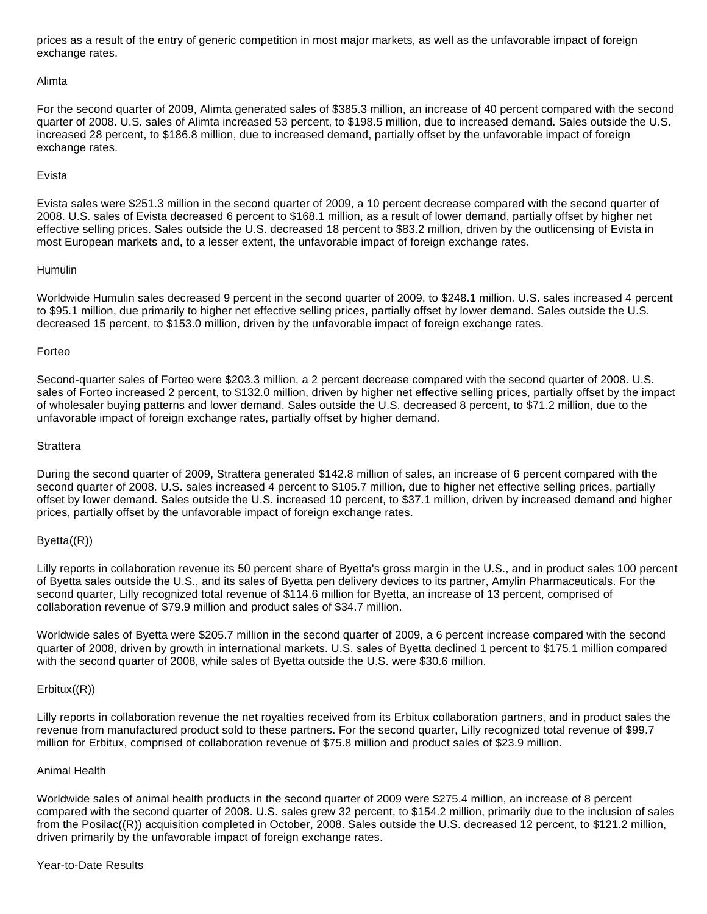prices as a result of the entry of generic competition in most major markets, as well as the unfavorable impact of foreign exchange rates.

### Alimta

For the second quarter of 2009, Alimta generated sales of $385.3 million, an increase of 40 percent compared with the second quarter of 2008. U.S. sales of Alimta increased 53 percent, to $198.5 million, due to increased demand. Sales outside the U.S. increased 28 percent, to $186.8 million, due to increased demand, partially offset by the unfavorable impact of foreign exchange rates.

### Evista

Evista sales were $251.3 million in the second quarter of 2009, a 10 percent decrease compared with the second quarter of 2008. U.S. sales of Evista decreased 6 percent to $168.1 million, as a result of lower demand, partially offset by higher net effective selling prices. Sales outside the U.S. decreased 18 percent to $83.2 million, driven by the outlicensing of Evista in most European markets and, to a lesser extent, the unfavorable impact of foreign exchange rates.

### Humulin

Worldwide Humulin sales decreased 9 percent in the second quarter of 2009, to $248.1 million. U.S. sales increased 4 percent to $95.1 million, due primarily to higher net effective selling prices, partially offset by lower demand. Sales outside the U.S. decreased 15 percent, to $153.0 million, driven by the unfavorable impact of foreign exchange rates.

### Forteo

Second-quarter sales of Forteo were $203.3 million, a 2 percent decrease compared with the second quarter of 2008. U.S. sales of Forteo increased 2 percent, to $132.0 million, driven by higher net effective selling prices, partially offset by the impact of wholesaler buying patterns and lower demand. Sales outside the U.S. decreased 8 percent, to $71.2 million, due to the unfavorable impact of foreign exchange rates, partially offset by higher demand.

### Strattera

During the second quarter of 2009, Strattera generated $142.8 million of sales, an increase of 6 percent compared with the second quarter of 2008. U.S. sales increased 4 percent to $105.7 million, due to higher net effective selling prices, partially offset by lower demand. Sales outside the U.S. increased 10 percent, to $37.1 million, driven by increased demand and higher prices, partially offset by the unfavorable impact of foreign exchange rates.

### Byetta((R))

Lilly reports in collaboration revenue its 50 percent share of Byetta's gross margin in the U.S., and in product sales 100 percent of Byetta sales outside the U.S., and its sales of Byetta pen delivery devices to its partner, Amylin Pharmaceuticals. For the second quarter, Lilly recognized total revenue of $114.6 million for Byetta, an increase of 13 percent, comprised of collaboration revenue of $79.9 million and product sales of $34.7 million.

Worldwide sales of Byetta were $205.7 million in the second quarter of 2009, a 6 percent increase compared with the second quarter of 2008, driven by growth in international markets. U.S. sales of Byetta declined 1 percent to $175.1 million compared with the second quarter of 2008, while sales of Byetta outside the U.S. were $30.6 million.

### Erbitux((R))

Lilly reports in collaboration revenue the net royalties received from its Erbitux collaboration partners, and in product sales the revenue from manufactured product sold to these partners. For the second quarter, Lilly recognized total revenue of $99.7 million for Erbitux, comprised of collaboration revenue of $75.8 million and product sales of $23.9 million.

### Animal Health

Worldwide sales of animal health products in the second quarter of 2009 were $275.4 million, an increase of 8 percent compared with the second quarter of 2008. U.S. sales grew 32 percent, to $154.2 million, primarily due to the inclusion of sales from the Posilac((R)) acquisition completed in October, 2008. Sales outside the U.S. decreased 12 percent, to $121.2 million, driven primarily by the unfavorable impact of foreign exchange rates.

## Year-to-Date Results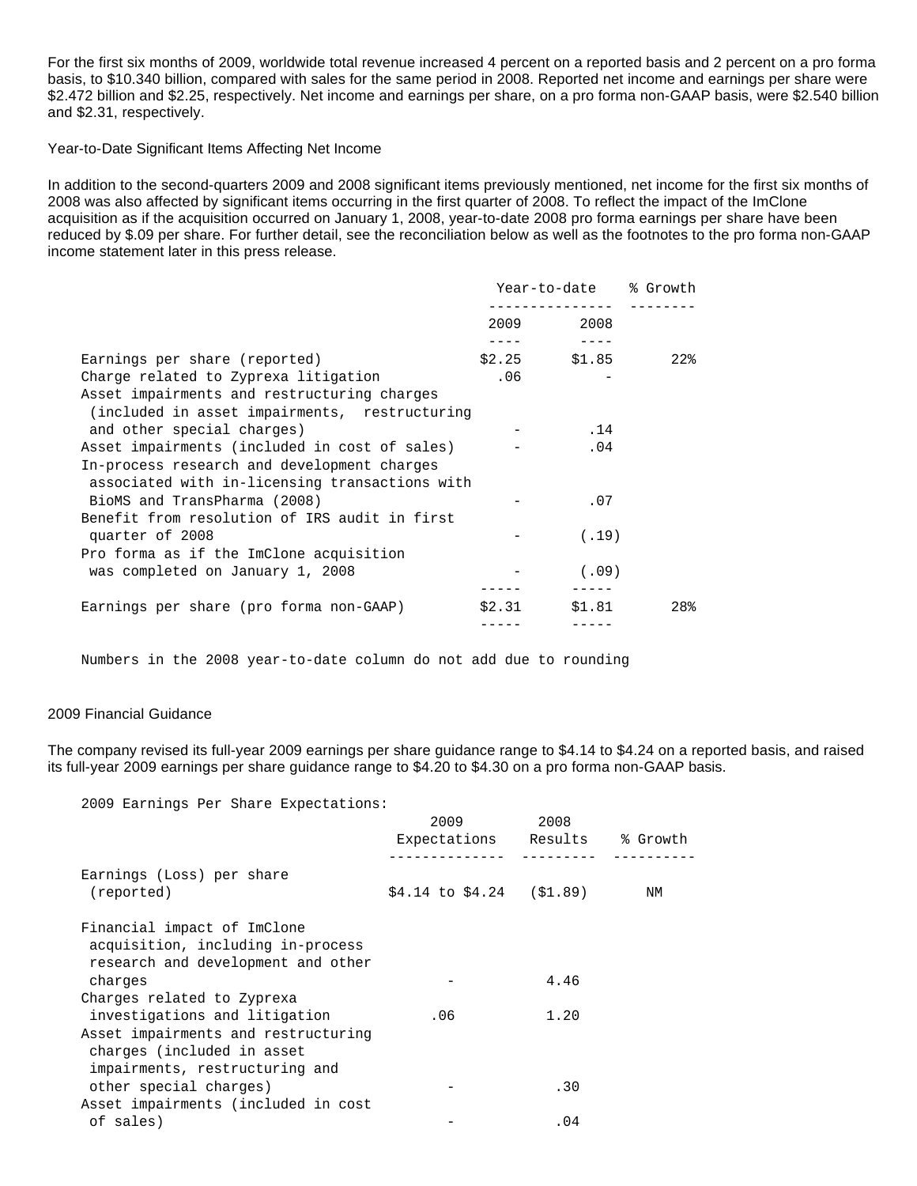For the first six months of 2009, worldwide total revenue increased 4 percent on a reported basis and 2 percent on a pro forma basis, to $10.340 billion, compared with sales for the same period in 2008. Reported net income and earnings per share were $2.472 billion and $2.25, respectively. Net income and earnings per share, on a pro forma non-GAAP basis, were $2.540 billion and $2.31, respectively.

Year-to-Date Significant Items Affecting Net Income

In addition to the second-quarters 2009 and 2008 significant items previously mentioned, net income for the first six months of 2008 was also affected by significant items occurring in the first quarter of 2008. To reflect the impact of the ImClone acquisition as if the acquisition occurred on January 1, 2008, year-to-date 2008 pro forma earnings per share have been reduced by $.09 per share. For further detail, see the reconciliation below as well as the footnotes to the pro forma non-GAAP income statement later in this press release.

| | Year-to-date | | % Growth |
|---|---|---|---|
| | 2009 | 2008 | |
| Earnings per share (reported) | $2.25 | $1.85 | 22% |
| Charge related to Zyprexa litigation | .06 | - | |
| Asset impairments and restructuring charges (included in asset impairments, restructuring and other special charges) | - | .14 | |
| Asset impairments (included in cost of sales) | - | .04 | |
| In-process research and development charges associated with in-licensing transactions with BioMS and TransPharma (2008) | - | .07 | |
| Benefit from resolution of IRS audit in first quarter of 2008 | - | (.19) | |
| Pro forma as if the ImClone acquisition was completed on January 1, 2008 | - | (.09) | |
| Earnings per share (pro forma non-GAAP) | $2.31 | $1.81 | 28% |

Numbers in the 2008 year-to-date column do not add due to rounding

2009 Financial Guidance

The company revised its full-year 2009 earnings per share guidance range to $4.14 to $4.24 on a reported basis, and raised its full-year 2009 earnings per share guidance range to $4.20 to $4.30 on a pro forma non-GAAP basis.

2009 Earnings Per Share Expectations:

| | 2009 Expectations | 2008 Results | % Growth |
|---|---|---|---|
| Earnings (Loss) per share (reported) | $4.14 to $4.24 | ($1.89) | NM |
| Financial impact of ImClone acquisition, including in-process research and development and other charges | - | 4.46 | |
| Charges related to Zyprexa investigations and litigation | .06 | 1.20 | |
| Asset impairments and restructuring charges (included in asset impairments, restructuring and other special charges) | - | .30 | |
| Asset impairments (included in cost of sales) | - | .04 | |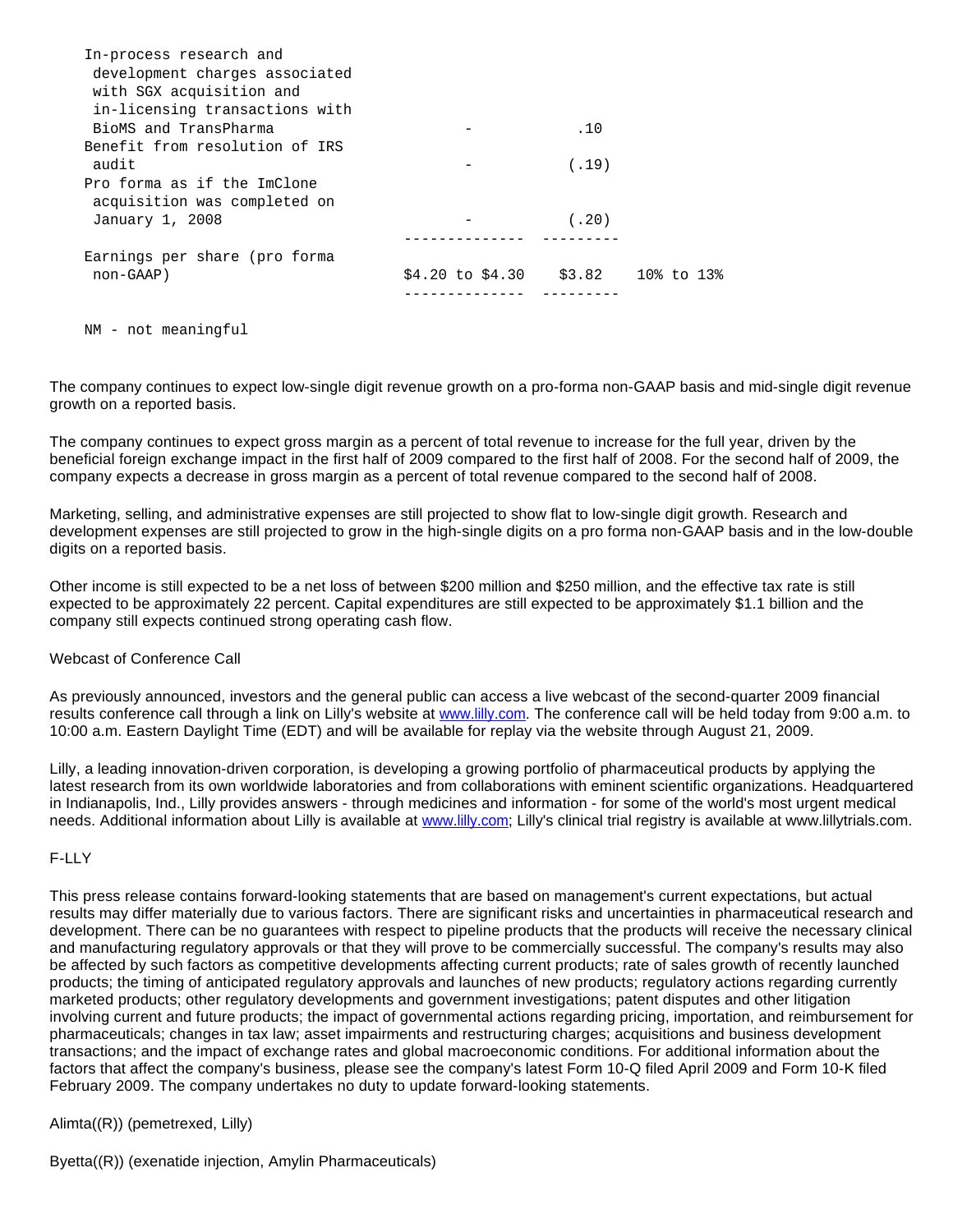| | | | |
|---|---|---|---|
| In-process research and development charges associated with SGX acquisition and in-licensing transactions with BioMS and TransPharma | - | .10 | |
| Benefit from resolution of IRS audit | - | (.19) | |
| Pro forma as if the ImClone acquisition was completed on January 1, 2008 | - | (.20) | |
| Earnings per share (pro forma non-GAAP) | $4.20 to $4.30 | $3.82 | 10% to 13% |

NM - not meaningful

The company continues to expect low-single digit revenue growth on a pro-forma non-GAAP basis and mid-single digit revenue growth on a reported basis.

The company continues to expect gross margin as a percent of total revenue to increase for the full year, driven by the beneficial foreign exchange impact in the first half of 2009 compared to the first half of 2008. For the second half of 2009, the company expects a decrease in gross margin as a percent of total revenue compared to the second half of 2008.

Marketing, selling, and administrative expenses are still projected to show flat to low-single digit growth. Research and development expenses are still projected to grow in the high-single digits on a pro forma non-GAAP basis and in the low-double digits on a reported basis.

Other income is still expected to be a net loss of between $200 million and $250 million, and the effective tax rate is still expected to be approximately 22 percent. Capital expenditures are still expected to be approximately $1.1 billion and the company still expects continued strong operating cash flow.

Webcast of Conference Call

As previously announced, investors and the general public can access a live webcast of the second-quarter 2009 financial results conference call through a link on Lilly's website at www.lilly.com. The conference call will be held today from 9:00 a.m. to 10:00 a.m. Eastern Daylight Time (EDT) and will be available for replay via the website through August 21, 2009.

Lilly, a leading innovation-driven corporation, is developing a growing portfolio of pharmaceutical products by applying the latest research from its own worldwide laboratories and from collaborations with eminent scientific organizations. Headquartered in Indianapolis, Ind., Lilly provides answers - through medicines and information - for some of the world's most urgent medical needs. Additional information about Lilly is available at www.lilly.com; Lilly's clinical trial registry is available at www.lillytrials.com.

F-LLY

This press release contains forward-looking statements that are based on management's current expectations, but actual results may differ materially due to various factors. There are significant risks and uncertainties in pharmaceutical research and development. There can be no guarantees with respect to pipeline products that the products will receive the necessary clinical and manufacturing regulatory approvals or that they will prove to be commercially successful. The company's results may also be affected by such factors as competitive developments affecting current products; rate of sales growth of recently launched products; the timing of anticipated regulatory approvals and launches of new products; regulatory actions regarding currently marketed products; other regulatory developments and government investigations; patent disputes and other litigation involving current and future products; the impact of governmental actions regarding pricing, importation, and reimbursement for pharmaceuticals; changes in tax law; asset impairments and restructuring charges; acquisitions and business development transactions; and the impact of exchange rates and global macroeconomic conditions. For additional information about the factors that affect the company's business, please see the company's latest Form 10-Q filed April 2009 and Form 10-K filed February 2009. The company undertakes no duty to update forward-looking statements.

Alimta((R)) (pemetrexed, Lilly)

Byetta((R)) (exenatide injection, Amylin Pharmaceuticals)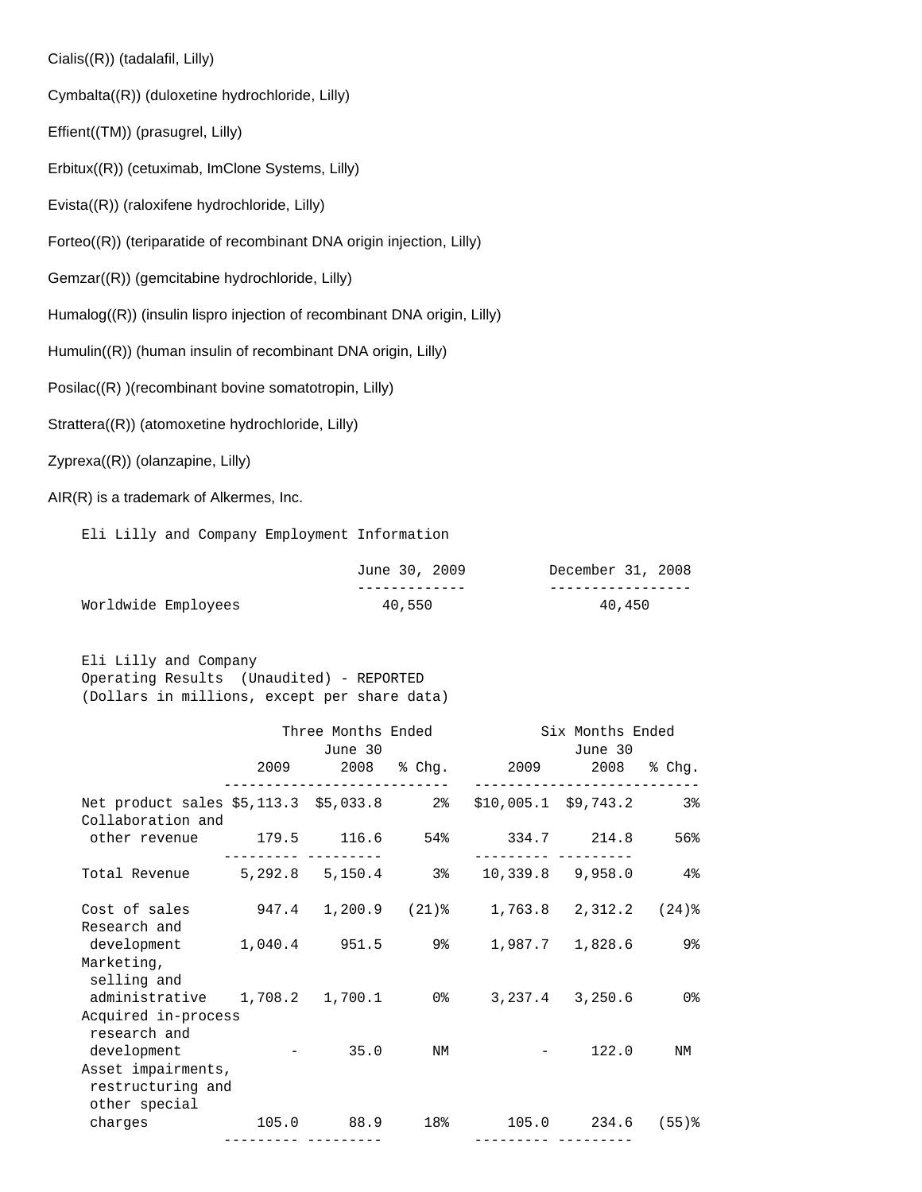Cialis((R)) (tadalafil, Lilly)

Cymbalta((R)) (duloxetine hydrochloride, Lilly)

Effient((TM)) (prasugrel, Lilly)

Erbitux((R)) (cetuximab, ImClone Systems, Lilly)

Evista((R)) (raloxifene hydrochloride, Lilly)

Forteo((R)) (teriparatide of recombinant DNA origin injection, Lilly)

Gemzar((R)) (gemcitabine hydrochloride, Lilly)

Humalog((R)) (insulin lispro injection of recombinant DNA origin, Lilly)

Humulin((R)) (human insulin of recombinant DNA origin, Lilly)

Posilac((R) )(recombinant bovine somatotropin, Lilly)

Strattera((R)) (atomoxetine hydrochloride, Lilly)

Zyprexa((R)) (olanzapine, Lilly)

AIR(R) is a trademark of Alkermes, Inc.

Eli Lilly and Company Employment Information

| | June 30, 2009 | December 31, 2008 |
|---|---|---|
| Worldwide Employees | 40,550 | 40,450 |

Eli Lilly and Company
Operating Results (Unaudited) - REPORTED
(Dollars in millions, except per share data)

| | Three Months Ended June 30 | | | Six Months Ended June 30 | | |
|---|---|---|---|---|---|---|
| | 2009 | 2008 | % Chg. | 2009 | 2008 | % Chg. |
| Net product sales | $5,113.3 | $5,033.8 | 2% | $10,005.1 | $9,743.2 | 3% |
| Collaboration and other revenue | 179.5 | 116.6 | 54% | 334.7 | 214.8 | 56% |
| Total Revenue | 5,292.8 | 5,150.4 | 3% | 10,339.8 | 9,958.0 | 4% |
| Cost of sales | 947.4 | 1,200.9 | (21)% | 1,763.8 | 2,312.2 | (24)% |
| Research and development | 1,040.4 | 951.5 | 9% | 1,987.7 | 1,828.6 | 9% |
| Marketing, selling and administrative | 1,708.2 | 1,700.1 | 0% | 3,237.4 | 3,250.6 | 0% |
| Acquired in-process research and development | - | 35.0 | NM | - | 122.0 | NM |
| Asset impairments, restructuring and other special charges | 105.0 | 88.9 | 18% | 105.0 | 234.6 | (55)% |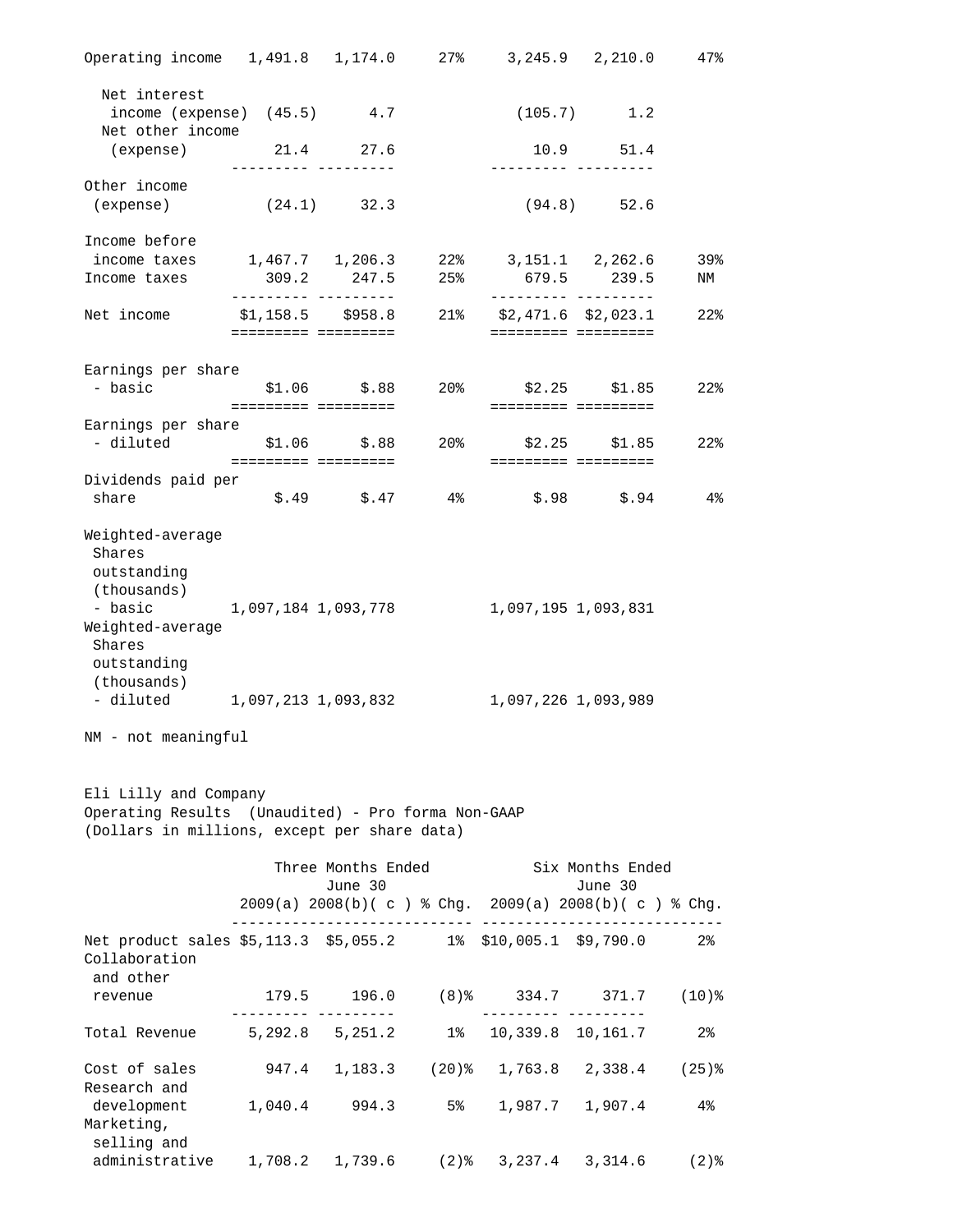| | | | | | | |
|---|---|---|---|---|---|---|
| Operating income | 1,491.8 | 1,174.0 | 27% | 3,245.9 | 2,210.0 | 47% |
| Net interest income (expense) | (45.5) | 4.7 | | (105.7) | 1.2 | |
| Net other income (expense) | 21.4 | 27.6 | | 10.9 | 51.4 | |
| Other income (expense) | (24.1) | 32.3 | | (94.8) | 52.6 | |
| Income before income taxes | 1,467.7 | 1,206.3 | 22% | 3,151.1 | 2,262.6 | 39% |
| Income taxes | 309.2 | 247.5 | 25% | 679.5 | 239.5 | NM |
| Net income | $1,158.5 | $958.8 | 21% | $2,471.6 | $2,023.1 | 22% |
| Earnings per share - basic | $1.06 | $.88 | 20% | $2.25 | $1.85 | 22% |
| Earnings per share - diluted | $1.06 | $.88 | 20% | $2.25 | $1.85 | 22% |
| Dividends paid per share | $.49 | $.47 | 4% | $.98 | $.94 | 4% |
| Weighted-average Shares outstanding (thousands) - basic | 1,097,184 | 1,093,778 | | 1,097,195 | 1,093,831 | |
| Weighted-average Shares outstanding (thousands) - diluted | 1,097,213 | 1,093,832 | | 1,097,226 | 1,093,989 | |

NM - not meaningful

Eli Lilly and Company
Operating Results (Unaudited) - Pro forma Non-GAAP
(Dollars in millions, except per share data)

| | Three Months Ended June 30 | | | Six Months Ended June 30 | | |
|---|---|---|---|---|---|---|
| | 2009(a) | 2008(b)( c ) | % Chg. | 2009(a) | 2008(b)( c ) | % Chg. |
| Net product sales | $5,113.3 | $5,055.2 | 1% | $10,005.1 | $9,790.0 | 2% |
| Collaboration and other revenue | 179.5 | 196.0 | (8)% | 334.7 | 371.7 | (10)% |
| Total Revenue | 5,292.8 | 5,251.2 | 1% | 10,339.8 | 10,161.7 | 2% |
| Cost of sales | 947.4 | 1,183.3 | (20)% | 1,763.8 | 2,338.4 | (25)% |
| Research and development | 1,040.4 | 994.3 | 5% | 1,987.7 | 1,907.4 | 4% |
| Marketing, selling and administrative | 1,708.2 | 1,739.6 | (2)% | 3,237.4 | 3,314.6 | (2)% |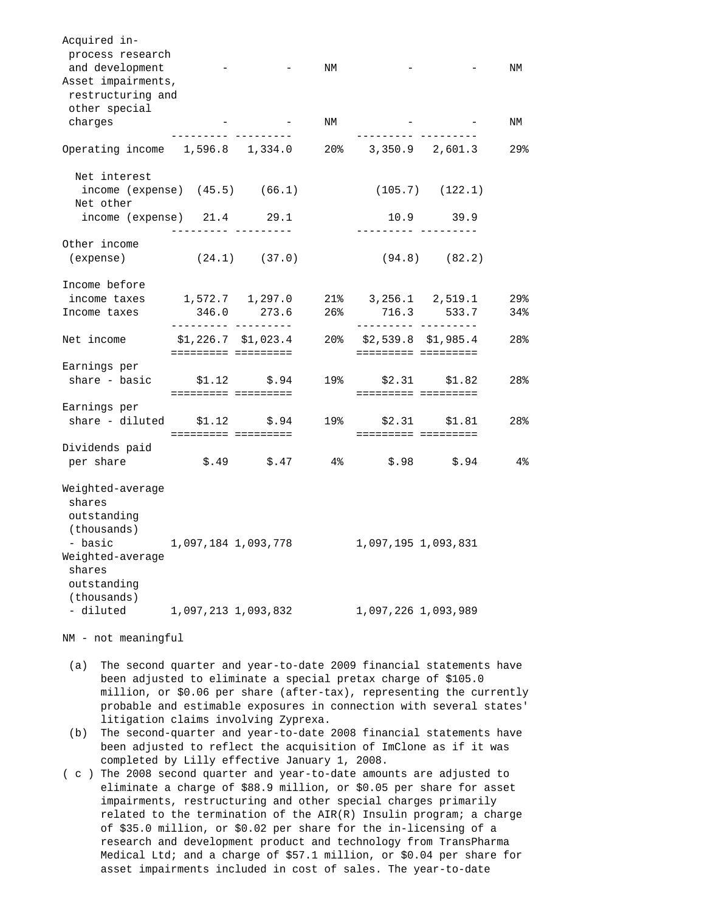| | | | | | | |
|---|---|---|---|---|---|---|
| Acquired in-process research and development | - | - | NM | - | - | NM |
| Asset impairments, restructuring and other special charges | - | - | NM | - | - | NM |
| Operating income | 1,596.8 | 1,334.0 | 20% | 3,350.9 | 2,601.3 | 29% |
| Net interest income (expense) | (45.5) | (66.1) | | (105.7) | (122.1) | |
| Net other income (expense) | 21.4 | 29.1 | | 10.9 | 39.9 | |
| Other income (expense) | (24.1) | (37.0) | | (94.8) | (82.2) | |
| Income before income taxes | 1,572.7 | 1,297.0 | 21% | 3,256.1 | 2,519.1 | 29% |
| Income taxes | 346.0 | 273.6 | 26% | 716.3 | 533.7 | 34% |
| Net income | $1,226.7 | $1,023.4 | 20% | $2,539.8 | $1,985.4 | 28% |
| Earnings per share - basic | $1.12 | $.94 | 19% | $2.31 | $1.82 | 28% |
| Earnings per share - diluted | $1.12 | $.94 | 19% | $2.31 | $1.81 | 28% |
| Dividends paid per share | $.49 | $.47 | 4% | $.98 | $.94 | 4% |
| Weighted-average shares outstanding (thousands) - basic | 1,097,184 | 1,093,778 | | 1,097,195 | 1,093,831 | |
| Weighted-average shares outstanding (thousands) - diluted | 1,097,213 | 1,093,832 | | 1,097,226 | 1,093,989 | |

NM - not meaningful

(a) The second quarter and year-to-date 2009 financial statements have been adjusted to eliminate a special pretax charge of $105.0 million, or $0.06 per share (after-tax), representing the currently probable and estimable exposures in connection with several states' litigation claims involving Zyprexa.

(b) The second-quarter and year-to-date 2008 financial statements have been adjusted to reflect the acquisition of ImClone as if it was completed by Lilly effective January 1, 2008.

( c ) The 2008 second quarter and year-to-date amounts are adjusted to eliminate a charge of $88.9 million, or $0.05 per share for asset impairments, restructuring and other special charges primarily related to the termination of the AIR(R) Insulin program; a charge of $35.0 million, or $0.02 per share for the in-licensing of a research and development product and technology from TransPharma Medical Ltd; and a charge of $57.1 million, or $0.04 per share for asset impairments included in cost of sales. The year-to-date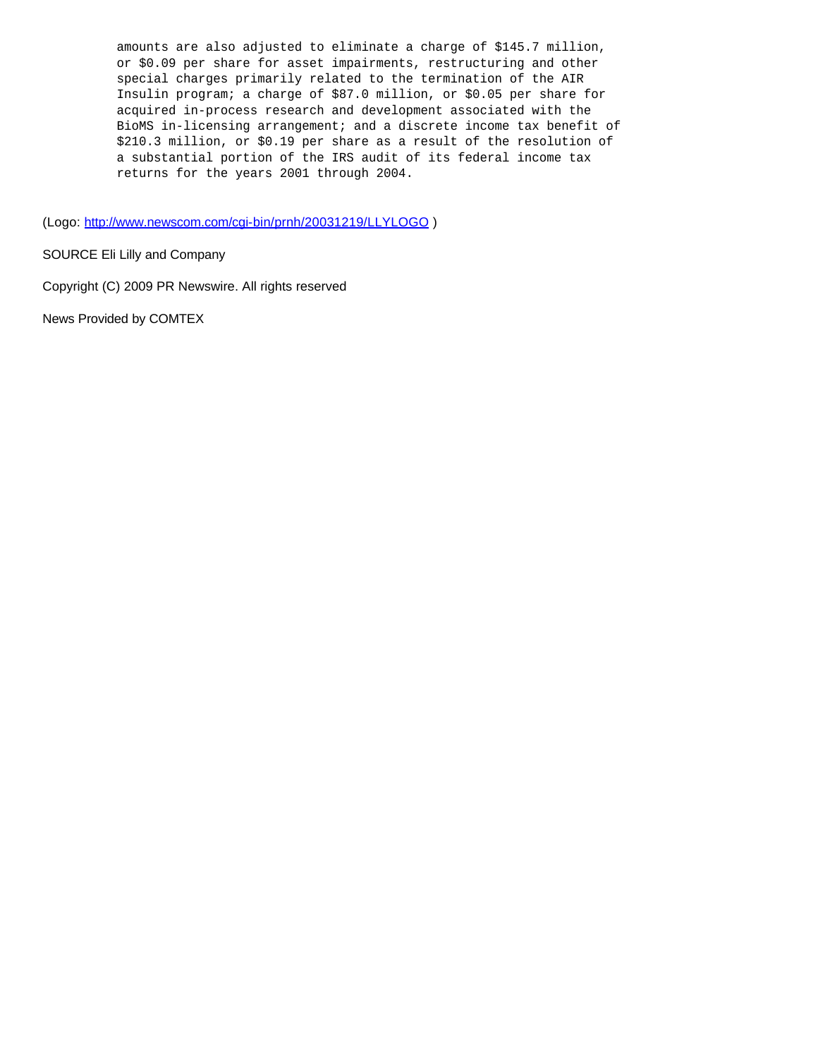amounts are also adjusted to eliminate a charge of $145.7 million, or $0.09 per share for asset impairments, restructuring and other special charges primarily related to the termination of the AIR Insulin program; a charge of $87.0 million, or $0.05 per share for acquired in-process research and development associated with the BioMS in-licensing arrangement; and a discrete income tax benefit of $210.3 million, or $0.19 per share as a result of the resolution of a substantial portion of the IRS audit of its federal income tax returns for the years 2001 through 2004.

(Logo: http://www.newscom.com/cgi-bin/prnh/20031219/LLYLOGO )

SOURCE Eli Lilly and Company

Copyright (C) 2009 PR Newswire. All rights reserved

News Provided by COMTEX